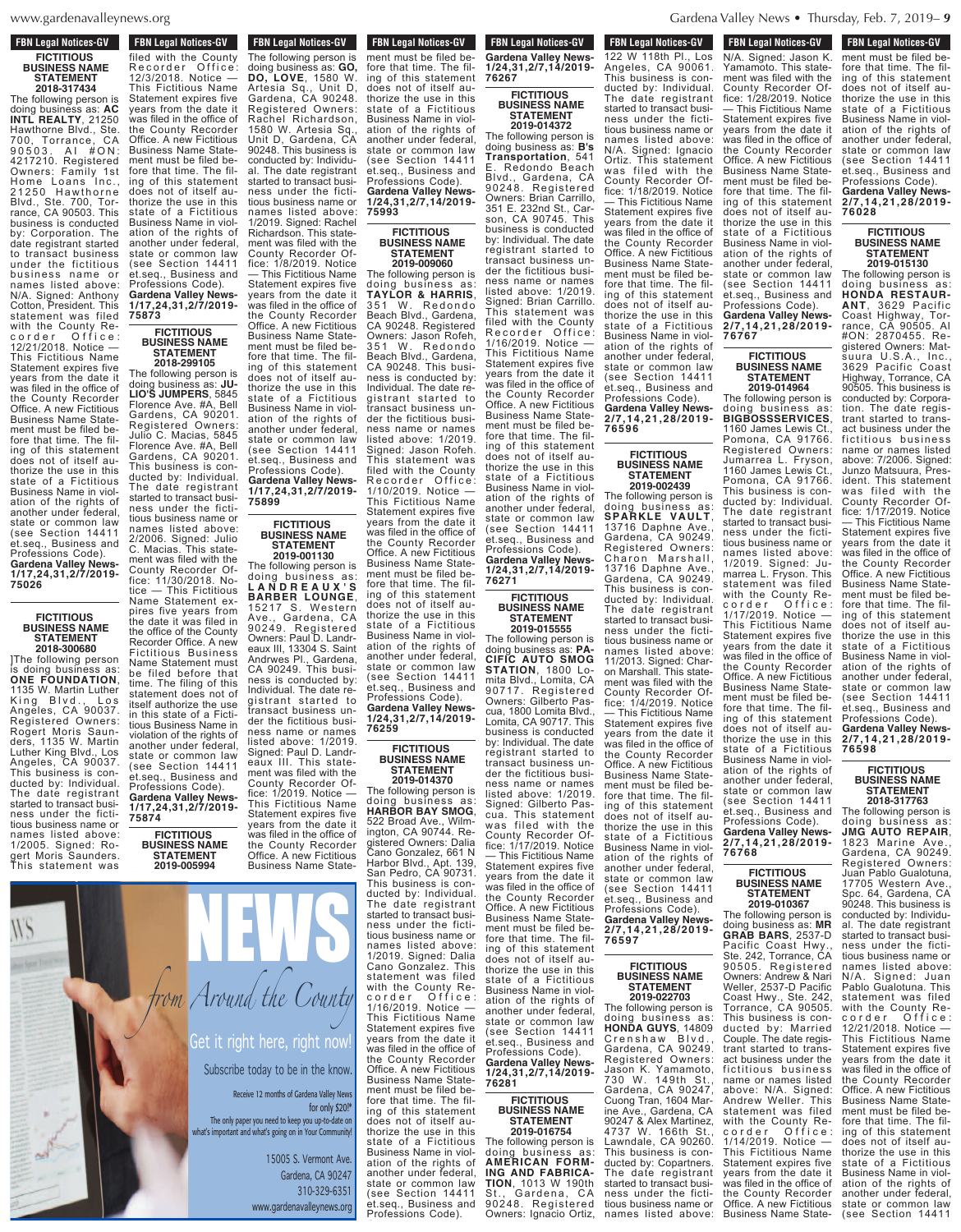FBN Legal Notices-GV

**FICTITIOUS BUSINESS NAME STATEMENT**
**2018-317434**

The following person is doing business as: **AC INTL REALTY**, 21250 Hawthorne Blvd., Ste. 700, Torrance, CA 90503. AI #ON: 4217210. Registered Owners: Family 1st Home Loans Inc., 21250 Hawthorne Blvd., Ste. 700, Torrance, CA 90503. This business is conducted by: Corporation. The date registrant started to transact business under the fictitious business name or names listed above: N/A. Signed: Anthony Cotton, President. This statement was filed with the County Recorder Office: 12/21/2018. Notice — This Fictitious Name Statement expires five years from the date it was filed in the office of the County Recorder Office. A new Fictitious Business Name Statement must be filed before that time. The filing of this statement does not of itself authorize the use in this state of a Fictitious Business Name in violation of the rights of another under federal, state or common law (see Section 14411 et.seq., Business and Professions Code).
**Gardena Valley News-1/17,24,31,2/7/2019-75026**

**FICTITIOUS BUSINESS NAME STATEMENT**
**2018-300680**

]The following person is doing business as: **ONE FOUNDATION**, 1135 W. Martin Luther King Blvd., Los Angeles, CA 90037. Registered Owners: Rogert Moris Saunders, 1135 W. Martin Luther King Blvd., Los Angeles, CA 90037. This business is conducted by: Individual. The date registrant started to transact business under the fictitious business name or names listed above: 1/2005. Signed: Rogert Moris Saunders. This statement was filed with the County Recorder Office: 12/3/2018. Notice — This Fictitious Name Statement expires five years from the date it was filed in the office of the County Recorder Office. A new Fictitious Business Name Statement must be filed before that time. The filing of this statement does not of itself authorize the use in this state of a Fictitious Business Name in violation of the rights of another under federal, state or common law (see Section 14411 et.seq., Business and Professions Code).
**Gardena Valley News-1/17,24,31,2/7/2019-75873**

**FICTITIOUS BUSINESS NAME STATEMENT**
**2018-299105**

The following person is doing business as: **JULIO'S JUMPERS**, 5845 Florence Ave. #A, Bell Gardens, CA 90201. Registered Owners: Julio C. Macias, 5845 Florence Ave. #A, Bell Gardens, CA 90201. This business is conducted by: Individual. The date registrant started to transact business under the fictitious business name or names listed above: 2/2006. Signed: Julio C. Macias. This statement was filed with the County Recorder Office: 11/30/2018. Notice — This Fictitious Name Statement expires five years from the date it was filed in the office of the County Recorder Office. A new Fictitious Business Name Statement must be filed before that time. The filing of this statement does not of itself authorize the use in this state of a Fictitious Business Name in violation of the rights of another under federal, state or common law (see Section 14411 et.seq., Business and Professions Code).
**Gardena Valley News-1/17,24,31,2/7/2019-75874**

**FICTITIOUS BUSINESS NAME STATEMENT**
**2019-005994**

The following person is doing business as: **GO, DO, LOVE**, 1580 W. Artesia Sq., Unit D, Gardena, CA 90248. Registered Owners: Rachel Richardson, 1580 W. Artesia Sq., Unit D, Gardena, CA 90248. This business is conducted by: Individual. The date registrant started to transact business under the fictitious business name or names listed above: 1/2019. Signed: Rachel Richardson. This statement was filed with the County Recorder Office: 1/8/2019. Notice — This Fictitious Name Statement expires five years from the date it was filed in the office of the County Recorder Office. A new Fictitious Business Name Statement must be filed before that time. The filing of this statement does not of itself authorize the use in this state of a Fictitious Business Name in violation of the rights of another under federal, state or common law (see Section 14411 et.seq., Business and Professions Code).
**Gardena Valley News-1/17,24,31,2/7/2019-75899**

**FICTITIOUS BUSINESS NAME STATEMENT**
**2019-001130**

The following person is doing business as: **LANDREAUX'S BARBER LOUNGE**, 15217 S. Western Ave., Gardena, CA 90249. Registered Owners: Paul D. Landreaux III, 13304 S. Saint Andrwes Pl., Gardena, CA 90249. This business is conducted by: Individual. The date registrant started to transact business under the fictitious business name or names listed above: 1/2019. Signed: Paul D. Landreaux III. This statement was filed with the County Recorder Office: 1/2019. Notice — This Fictitious Name Statement expires five years from the date it was filed in the office of the County Recorder Office. A new Fictitious Business Name Statement must be filed before that time. The filing of this statement does not of itself authorize the use in this state of a Fictitious Business Name in violation of the rights of another under federal, state or common law (see Section 14411 et.seq., Business and Professions Code).
**Gardena Valley News-1/24,31,2/7,14/2019-75993**

**FICTITIOUS BUSINESS NAME STATEMENT**
**2019-009060**

The following person is doing business as: **TAYLOR & HARRIS**, 351 W. Redondo Beach Blvd., Gardena, CA 90248. Registered Owners: Jason Rofeh, 351 W. Redondo Beach Blvd., Gardena, CA 90248. This business is conducted by: Individual. The date registrant started to transact business under the fictitious business name or names listed above: 1/2019. Signed: Jason Rofeh. This statement was filed with the County Recorder Office: 1/10/2019. Notice — This Fictitious Name Statement expires five years from the date it was filed in the office of the County Recorder Office. A new Fictitious Business Name Statement must be filed before that time. The filing of this statement does not of itself authorize the use in this state of a Fictitious Business Name in violation of the rights of another under federal, state or common law (see Section 14411 et.seq., Business and Professions Code).
**Gardena Valley News-1/24,31,2/7,14/2019-76259**

**FICTITIOUS BUSINESS NAME STATEMENT**
**2019-014370**

The following person is doing business as: **HARBOR BAY SMOG**, 522 Broad Ave., Wilmington, CA 90744. Registered Owners: Dalia Cano Gonzalez, 661 N Harbor Blvd., Apt. 139, San Pedro, CA 90731. This business is conducted by: Individual. The date registrant started to transact business under the fictitious business name or names listed above: 1/2019. Signed: Dalia Cano Gonzalez. This statement was filed with the County Recorder Office: 1/16/2019. Notice — This Fictitious Name Statement expires five years from the date it was filed in the office of the County Recorder Office. A new Fictitious Business Name Statement must be filed before that time. The filing of this statement does not of itself authorize the use in this state of a Fictitious Business Name in violation of the rights of another under federal, state or common law (see Section 14411 et.seq., Business and Professions Code).
**Gardena Valley News-1/24,31,2/7,14/2019-76267**

**FICTITIOUS BUSINESS NAME STATEMENT**
**2019-014372**

The following person is doing business as: **B's Transportation**, 541 E. Redondo Beach Blvd., Gardena, CA 90248. Registered Owners: Brian Carrillo, 351 E. 232nd St., Carson, CA 90745. This business is conducted by: Individual. The date registrant started to transact business under the fictitious business name or names listed above: 1/2019. Signed: Brian Carrillo. This statement was filed with the County Recorder Office: 1/16/2019. Notice — This Fictitious Name Statement expires five years from the date it was filed in the office of the County Recorder Office. A new Fictitious Business Name Statement must be filed before that time. The filing of this statement does not of itself authorize the use in this state of a Fictitious Business Name in violation of the rights of another under federal, state or common law (see Section 14411 et.seq., Business and Professions Code).
**Gardena Valley News-1/24,31,2/7,14/2019-76271**

**FICTITIOUS BUSINESS NAME STATEMENT**
**2019-015555**

The following person is doing business as: **PACIFIC AUTO SMOG STATION**, 1800 Lomita Blvd., Lomita, CA 90717. Registered Owners: Gilberto Pascua, 1800 Lomita Blvd., Lomita, CA 90717. This business is conducted by: Individual. The date registrant started to transact business under the fictitious business name or names listed above: 1/2019. Signed: Gilberto Pascua. This statement was filed with the County Recorder Office: 1/17/2019. Notice — This Fictitious Name Statement expires five years from the date it was filed in the office of the County Recorder Office. A new Fictitious Business Name Statement must be filed before that time. The filing of this statement does not of itself authorize the use in this state of a Fictitious Business Name in violation of the rights of another under federal, state or common law (see Section 14411 et.seq., Business and Professions Code).
**Gardena Valley News-1/24,31,2/7,14/2019-76281**

**FICTITIOUS BUSINESS NAME STATEMENT**
**2019-016754**

The following person is doing business as: **AMERICAN FORMING AND FABRICATION**, 1013 W 190th St., Gardena, CA 90248. Registered Owners: Ignacio Ortiz, 122 W 118th Pl., Los Angeles, CA 90061. This business is conducted by: Individual. The date registrant started to transact business under the fictitious business name or names listed above: N/A. Signed: Ignacio Ortiz. This statement was filed with the County Recorder Office: 1/18/2019. Notice — This Fictitious Name Statement expires five years from the date it was filed in the office of the County Recorder Office. A new Fictitious Business Name Statement must be filed before that time. The filing of this statement does not of itself authorize the use in this state of a Fictitious Business Name in violation of the rights of another under federal, state or common law (see Section 14411 et.seq., Business and Professions Code).
**Gardena Valley News-2/7,14,21,28/2019-76596**

**FICTITIOUS BUSINESS NAME STATEMENT**
**2019-002439**

The following person is doing business as: **SPARKLE VAULT**, 13716 Daphne Ave., Gardena, CA 90249. Registered Owners: Charon Marshall, 13716 Daphne Ave., Gardena, CA 90249. This business is conducted by: Individual. The date registrant started to transact business under the fictitious business name or names listed above: 11/2013. Signed: Charon Marshall. This statement was filed with the County Recorder Office: 1/4/2019. Notice — This Fictitious Name Statement expires five years from the date it was filed in the office of the County Recorder Office. A new Fictitious Business Name Statement must be filed before that time. The filing of this statement does not of itself authorize the use in this state of a Fictitious Business Name in violation of the rights of another under federal, state or common law (see Section 14411 et.seq., Business and Professions Code).
**Gardena Valley News-2/7,14,21,28/2019-76597**

**FICTITIOUS BUSINESS NAME STATEMENT**
**2019-022703**

The following person is doing business as: **HONDA GUYS**, 14809 Crenshaw Blvd., Gardena, CA 90249. Registered Owners: Jason K. Yamamoto, 730 W. 149th St., Gardena, CA 90247, Cuong Tran, 1604 Marine Ave., Gardena, CA 90247 & Alex Martinez, 4737 W. 166th St., Lawndale, CA 90260. This business is conducted by: Copartners. The date registrant started to transact business under the fictitious business name or names listed above: N/A. Signed: Jason K. Yamamoto. This statement was filed with the County Recorder Office: 1/28/2019. Notice — This Fictitious Name Statement expires five years from the date it was filed in the office of the County Recorder Office. A new Fictitious Business Name Statement must be filed before that time. The filing of this statement does not of itself authorize the use in this state of a Fictitious Business Name in violation of the rights of another under federal, state or common law (see Section 14411 et.seq., Business and Professions Code).
**Gardena Valley News-2/7,14,21,28/2019-76767**

**FICTITIOUS BUSINESS NAME STATEMENT**
**2019-014964**

The following person is doing business as: **BIGBOSSSERVICES**, 1160 James Lewis Ct., Pomona, CA 91766. Registered Owners: Jumarrea L. Fryson, 1160 James Lewis Ct., Pomona, CA 91766. This business is conducted by: Individual. The date registrant started to transact business under the fictitious business name or names listed above: 1/2019. Signed: Jumarrea L. Fryson. This statement was filed with the County Recorder Office: 1/17/2019. Notice — This Fictitious Name Statement expires five years from the date it was filed in the office of the County Recorder Office. A new Fictitious Business Name Statement must be filed before that time. The filing of this statement does not of itself authorize the use in this state of a Fictitious Business Name in violation of the rights of another under federal, state or common law (see Section 14411 et.seq., Business and Professions Code).
**Gardena Valley News-2/7,14,21,28/2019-76768**

**FICTITIOUS BUSINESS NAME STATEMENT**
**2019-010367**

The following person is doing business as: **MR GRAB BARS**, 2537-D Pacific Coast Hwy., Ste. 242, Torrance, CA 90505. Registered Owners: Andrew & Nari Weller, 2537-D Pacific Coast Hwy., Ste. 242, Torrance, CA 90505. This business is conducted by: Married Couple. The date registrant started to transact business under the fictitious business name or names listed above: N/A. Signed: Andrew Weller. This statement was filed with the County Recorder Office: 1/14/2019. Notice — This Fictitious Name Statement expires five years from the date it was filed in the office of the County Recorder Office. A new Fictitious Business Name Statement must be filed before that time. The filing of this statement does not of itself authorize the use in this state of a Fictitious Business Name in violation of the rights of another under federal, state or common law (see Section 14411 et.seq., Business and Professions Code).
**Gardena Valley News-2/7,14,21,28/2019-76028**

**FICTITIOUS BUSINESS NAME STATEMENT**
**2019-015130**

The following person is doing business as: **HONDA RESTAURANT**, 3629 Pacific Coast Highway, Torrance, CA 90505. AI #ON: 2870455. Registered Owners: Matsuura U.S.A., Inc., 3629 Pacific Coast Highway, Torrance, CA 90505. This business is conducted by: Corporation. The date registrant started to transact business under the fictitious business name or names listed above: 7/2006. Signed: Junzo Matsuura, President. This statement was filed with the County Recorder Office: 1/17/2019. Notice — This Fictitious Name Statement expires five years from the date it was filed in the office of the County Recorder Office. A new Fictitious Business Name Statement must be filed before that time. The filing of this statement does not of itself authorize the use in this state of a Fictitious Business Name in violation of the rights of another under federal, state or common law (see Section 14411 et.seq., Business and Professions Code).
**Gardena Valley News-2/7,14,21,28/2019-76598**

**FICTITIOUS BUSINESS NAME STATEMENT**
**2018-317763**

The following person is doing business as: **JMG AUTO REPAIR**, 1823 Marine Ave., Gardena, CA 90249. Registered Owners: Juan Pablo Gualotuna, 17705 Western Ave., Spc. 64, Gardena, CA 90248. This business is conducted by: Individual. The date registrant started to transact business under the fictitious business name or names listed above: N/A. Signed: Juan Pablo Gualotuna. This statement was filed with the County Recorder Office: 12/21/2018. Notice — This Fictitious Name Statement expires five years from the date it was filed in the office of the County Recorder Office. A new Fictitious Business Name Statement must be filed before that time. The filing of this statement does not of itself authorize the use in this state of a Fictitious Business Name in violation of the rights of another under federal, state or common law (see Section 14411

NEWS *from Around the County*

Get it right here, right now!

Subscribe today to be in the know.

Receive 12 months of Gardena Valley News for only $20!*

The only paper you need to keep you up-to-date on what's important and what's going on in Your Community!

15005 S. Vermont Ave.
Gardena, CA 90247
310-329-6351
www.gardenavalleynews.org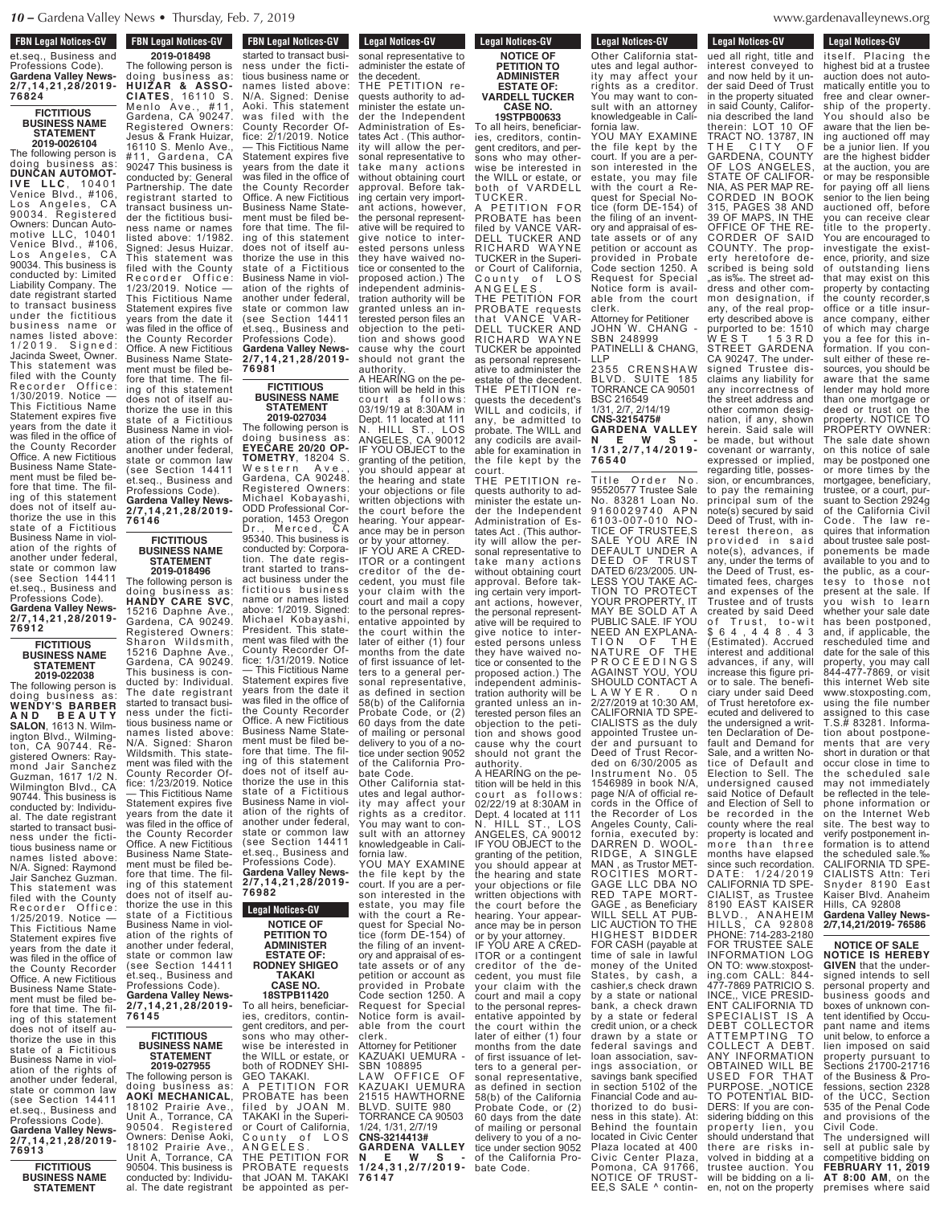et.seq., Business and Professions Code).
**Gardena Valley News-2/7,14,21,28/2019-76824**

**FICTITIOUS BUSINESS NAME STATEMENT 2019-0026104**

The following person is doing business as: **DUNCAN AUTOMOTIVE LLC**, 10401 Venice Blvd., #106, Los Angeles, CA 90034. Registered Owners: Duncan Automotive LLC, 10401 Venice Blvd., #106, Los Angeles, CA 90034. This business is conducted by: Limited Liability Company. The date registrant started to transact business under the fictitious business name or names listed above: 1/2019. Signed: Jacinda Sweet, Owner. This statement was filed with the County Recorder Office: 1/30/2019. Notice — This Fictitious Name Statement expires five years from the date it was filed in the office of the County Recorder Office. A new Fictitious Business Name Statement must be filed before that time. The filing of this statement does not of itself authorize the use in this state of a Fictitious Business Name in violation of the rights of another under federal, state or common law (see Section 14411 et.seq., Business and Professions Code).
**Gardena Valley News-2/7,14,21,28/2019-76912**

**FICTITIOUS BUSINESS NAME STATEMENT 2019-022038**

The following person is doing business as: **WENDY'S BARBER AND BEAUTY SALON**, 1613 N. Wilmington Blvd., Wilmington, CA 90744. Registered Owners: Raymond Jair Sanchez Guzman, 1617 1/2 N. Wilmington Blvd., CA 90744. This business is conducted by: Individual. The date registrant started to transact business under the fictitious business name or names listed above: N/A. Signed: Raymond Jair Sanchez Guzman. This statement was filed with the County Recorder Office: 1/25/2019. Notice — This Fictitious Name Statement expires five years from the date it was filed in the office of the County Recorder Office. A new Fictitious Business Name Statement must be filed before that time. The filing of this statement does not of itself authorize the use in this state of a Fictitious Business Name in violation of the rights of another under federal, state or common law (see Section 14411 et.seq., Business and Professions Code).
**Gardena Valley News-2/7,14,21,28/2019-76913**

**FICTITIOUS BUSINESS NAME STATEMENT 2019-018498**

The following person is doing business as: **HUIZAR & ASSOCIATES**, 16110 S. Menlo Ave., #11, Gardena, CA 90247. Registered Owners: Jesus & Frank Huizar, 16110 S. Menlo Ave., #11, Gardena, CA 90247 This business is conducted by: General Partnership. The date registrant started to transact business under the fictitious business name or names listed above: 1/1982. Signed: Jesus Huizar. This statement was filed with the County Recorder Office: 1/23/2019. Notice — This Fictitious Name Statement expires five years from the date it was filed in the office of the County Recorder Office. A new Fictitious Business Name Statement must be filed before that time. The filing of this statement does not of itself authorize the use in this state of a Fictitious Business Name in violation of the rights of another under federal, state or common law (see Section 14411 et.seq., Business and Professions Code).
**Gardena Valley News-2/7,14,21,28/2019-76146**

**FICTITIOUS BUSINESS NAME STATEMENT 2019-018496**

The following person is doing business as: **HANDY CARE SVC**, 15216 Daphne Ave., Gardena, CA 90249. Registered Owners: Sharon Wildsmith, 15216 Daphne Ave., Gardena, CA 90249. This business is conducted by: Individual. The date registrant started to transact business under the fictitious business name or names listed above: N/A. Signed: Sharon Wildsmith. This statement was filed with the County Recorder Office: 1/23/2019. Notice — This Fictitious Name Statement expires five years from the date it was filed in the office of the County Recorder Office. A new Fictitious Business Name Statement must be filed before that time. The filing of this statement does not of itself authorize the use in this state of a Fictitious Business Name in violation of the rights of another under federal, state or common law (see Section 14411 et.seq., Business and Professions Code).
**Gardena Valley News-2/7,14,21,28/2019-76145**

**FICTITIOUS BUSINESS NAME STATEMENT 2019-027955**

The following person is doing business as: **AOKI MECHANICAL**, 18102 Prairie Ave., Unit A., Torrance, CA 90504. Registered Owners: Denise Aoki, 18102 Prairie Ave., Unit A, Torrance, CA 90504. This business is conducted by: Individual. The date registrant started to transact business under the fictitious business name or names listed above: N/A. Signed: Denise Aoki. This statement was filed with the County Recorder Office: 2/1/2019. Notice — This Fictitious Name Statement expires five years from the date it was filed in the office of the County Recorder Office. A new Fictitious Business Name Statement must be filed before that time. The filing of this statement does not of itself authorize the use in this state of a Fictitious Business Name in violation of the rights of another under federal, state or common law (see Section 14411 et.seq., Business and Professions Code).
**Gardena Valley News-2/7,14,21,28/2019-76981**

**FICTITIOUS BUSINESS NAME STATEMENT 2019-027034**

The following person is doing business as: **EYECARE 20/20 OPTOMETRY**, 18204 S. Western Ave., Gardena, CA 90248. Registered Owners: Michael Kobayashi, ODD Professional Corporation, 1453 Oregon Dr., Merced, CA 95340. This business is conducted by: Corporation. The date registrant started to transact business under the fictitious business name or names listed above: 1/2019. Signed: Michael Kobayashi, President. This statement was filed with the County Recorder Office: 1/31/2019. Notice — This Fictitious Name Statement expires five years from the date it was filed in the office of the County Recorder Office. A new Fictitious Business Name Statement must be filed before that time. The filing of this statement does not of itself authorize the use in this state of a Fictitious Business Name in violation of the rights of another under federal, state or common law (see Section 14411 et.seq., Business and Professions Code).
**Gardena Valley News-2/7,14,21,28/2019-76982**

**NOTICE OF PETITION TO ADMINISTER ESTATE OF: RODNEY SHIGEO TAKAKI CASE NO. 18STPB11420**

To all heirs, beneficiaries, creditors, contingent creditors, and persons who may otherwise be interested in the WILL or estate, or both of RODNEY SHIGEO TAKAKI.

A PETITION FOR PROBATE has been filed by JOAN M. TAKAKI in the Superior Court of California, County of LOS ANGELES.

THE PETITION FOR PROBATE requests that JOAN M. TAKAKI be appointed as personal representative to administer the estate of the decedent.

THE PETITION requests authority to administer the estate under the Independent Administration of Estates Act . (This authority will allow the personal representative to take many actions without obtaining court approval. Before taking certain very important actions, however, the personal representative will be required to give notice to interested persons unless they have waived notice or consented to the proposed action.) The independent administration authority will be granted unless an interested person files an objection to the petition and shows good cause why the court should not grant the authority.

A HEARING on the petition will be held in this court as follows: 03/19/19 at 8:30AM in Dept. 11 located at 111 N. HILL ST., LOS ANGELES, CA 90012

IF YOU OBJECT to the granting of the petition, you should appear at the hearing and state your objections or file written objections with the court before the hearing. Your appearance may be in person or by your attorney.

IF YOU ARE A CREDITOR or a contingent creditor of the decedent, you must file your claim with the court and mail a copy to the personal representative appointed by the court within the later of either (1) four months from the date of first issuance of letters to a general personal representative, as defined in section 58(b) of the California Probate Code, or (2) 60 days from the date of mailing or personal delivery to you of a notice under section 9052 of the California Probate Code.

Other California statutes and legal authority may affect your rights as a creditor. You may want to consult with an attorney knowledgeable in California law.

YOU MAY EXAMINE the file kept by the court. If you are a person interested in the estate, you may file with the court a Request for Special Notice (form DE-154) of the filing of an inventory and appraisal of estate assets or of any petition or account as provided in Probate Code section 1250. A Request for Special Notice form is available from the court clerk.

Attorney for Petitioner
KAZUAKI UEMURA - SBN 108895
LAW OFFICE OF KAZUAKI UEMURA
21515 HAWTHORNE BLVD. SUITE 980
TORRANCE CA 90503
1/24, 1/31, 2/7/19
**CNS-3214413#**
**GARDENA VALLEY NEWS - 1/24,31,2/7/2019-76147**

**NOTICE OF PETITION TO ADMINISTER ESTATE OF: VARDELL TUCKER CASE NO. 19STPB00633**

To all heirs, beneficiaries, creditors, contingent creditors, and persons who may otherwise be interested in the WILL or estate, or both of VARDELL TUCKER.

A PETITION FOR PROBATE has been filed by VANCE VARDELL TUCKER AND RICHARD WAYNE TUCKER in the Superior Court of California, County of LOS ANGELES.

THE PETITION FOR PROBATE requests that VANCE VARDELL TUCKER AND RICHARD WAYNE TUCKER be appointed as personal representative to administer the estate of the decedent.

THE PETITION requests the decedent's WILL and codicils, if any, be admitted to probate. The WILL and any codicils are available for examination in the file kept by the court.

THE PETITION requests authority to administer the estate under the Independent Administration of Estates Act . (This authority will allow the personal representative to take many actions without obtaining court approval. Before taking certain very important actions, however, the personal representative will be required to give notice to interested persons unless they have waived notice or consented to the proposed action.) The independent administration authority will be granted unless an interested person files an objection to the petition and shows good cause why the court should not grant the authority.

A HEARING on the petition will be held in this court as follows: 02/22/19 at 8:30AM in Dept. 4 located at 111 N. HILL ST., LOS ANGELES, CA 90012

IF YOU OBJECT to the granting of the petition, you should appear at the hearing and state your objections or file written objections with the court before the hearing. Your appearance may be in person or by your attorney.

IF YOU ARE A CREDITOR or a contingent creditor of the decedent, you must file your claim with the court and mail a copy to the personal representative appointed by the court within the later of either (1) four months from the date of first issuance of letters to a general personal representative, as defined in section 58(b) of the California Probate Code, or (2) 60 days from the date of mailing or personal delivery to you of a notice under section 9052 of the California Probate Code.

Other California statutes and legal authority may affect your rights as a creditor. You may want to consult with an attorney knowledgeable in California law.

YOU MAY EXAMINE the file kept by the court. If you are a person interested in the estate, you may file with the court a Request for Special Notice (form DE-154) of the filing of an inventory and appraisal of estate assets or of any petition or account as provided in Probate Code section 1250. A Request for Special Notice form is available from the court clerk.

Attorney for Petitioner
JOHN W. CHANG - SBN 248999
PATINELLI & CHANG, LLP
2355 CRENSHAW BLVD. SUITE 185
TORRANCE CA 90501
BSC 216549
1/31, 2/7, 2/14/19
**CNS-3215475#**
**GARDENA VALLEY NEWS - 1/31,2/7,14/2019-76540**

Title Order No. 95520577 Trustee Sale No. 83281 Loan No. 9160029740 APN 6103-007-010 NOTICE OF TRUSTEE,S SALE YOU ARE IN DEFAULT UNDER A DEED OF TRUST DATED 6/23/2005. UNLESS YOU TAKE ACTION TO PROTECT YOUR PROPERTY, IT MAY BE SOLD AT A PUBLIC SALE. IF YOU NEED AN EXPLANATION OF THE NATURE OF THE PROCEEDINGS AGAINST YOU, YOU SHOULD CONTACT A LAWYER. On 2/27/2019 at 10:30 AM, CALIFORNIA TD SPECIALISTS as the duly appointed Trustee under and pursuant to Deed of Trust Recorded on 6/30/2005 as Instrument No. 05 1546989 in book N/A, page N/A of official records in the Office of the Recorder of Los Angeles County, California, executed by: DARREN D. WOOLRIDGE, A SINGLE MAN , as Trustor METROCITIES MORTGAGE LLC DBA NO RED TAPE MORTGAGE , as Beneficiary WILL SELL AT PUBLIC AUCTION TO THE HIGHEST BIDDER FOR CASH (payable at time of sale in lawful money of the United States, by cash, a cashier,s check drawn by a state or national bank, a check drawn by a state or federal credit union, or a check drawn by a state or federal savings and loan association, savings association, or savings bank specified in section 5102 of the Financial Code and authorized to do business in this state). At: Behind the fountain located in Civic Center Plaza located at 400 Civic Center Plaza, Pomona, CA 91766, NOTICE OF TRUSTEE,S SALE ^ continued all right, title and interest conveyed to and now held by it under said Deed of Trust in the property situated in said County, California described the land therein: LOT 10 OF TRACT NO. 13787, IN THE CITY OF GARDENA, COUNTY OF LOS ANGELES, STATE OF CALIFORNIA, AS PER MAP RECORDED IN BOOK 315, PAGES 38 AND 39 OF MAPS, IN THE OFFICE OF THE RECORDER OF SAID COUNTY. The property heretofore described is being sold „as is‰. The street address and other common designation, if any, of the real property described above is purported to be: 1510 WEST 153RD STREET GARDENA CA 90247. The undersigned Trustee disclaims any liability for any incorrectness of the street address and other common designation, if any, shown herein. Said sale will be made, but without covenant or warranty, expressed or implied, regarding title, possession, or encumbrances, to pay the remaining principal sum of the note(s) secured by said Deed of Trust, with interest thereon, as provided in said note(s), advances, if any, under the terms of the Deed of Trust, estimated fees, charges and expenses of the Trustee and of trusts created by said Deed of Trust, to-wit $64,448.43 (Estimated). Accrued interest and additional advances, if any, will increase this figure prior to sale. The beneficiary under said Deed of Trust heretofore executed and delivered to the undersigned a written Declaration of Default and Demand for Sale, and a written Notice of Default and Election to Sell. The undersigned caused said Notice of Default and Election of Sell to be recorded in the county where the real property is located and more than three months have elapsed since such recordation. DATE: 1/24/2019 CALIFORNIA TD SPECIALIST, as Trustee 8190 EAST KAISER BLVD., ANAHEIM HILLS, CA 92808 PHONE: 714-283-2180 FOR TRUSTEE SALE INFORMATION LOG ON TO: www.stoxposting.com CALL: 844-477-7869 PATRICIO S. INCE,, VICE PRESIDENT CALIFORNIA TD SPECIALIST IS A DEBT COLLECTOR ATTEMPTING TO COLLECT A DEBT. ANY INFORMATION OBTAINED WILL BE USED FOR THAT PURPOSE. „NOTICE TO POTENTIAL BIDDERS: If you are considering bidding on this property lien, you should understand that there are risks involved in bidding at a trustee auction. You will be bidding on a lien, not on the property itself. Placing the highest bid at a trustee auction does not automatically entitle you to free and clear ownership of the property. You should also be aware that the lien being auctioned off may be a junior lien. If you are the highest bidder at the auction, you are or may be responsible for paying off all liens senior to the lien being auctioned off, before you can receive clear title to the property. You are encouraged to investigate the existence, priority, and size of outstanding liens that may exist on this property by contacting the county recorder,s office or a title insurance company, either of which may charge you a fee for this information. If you consult either of these resources, you should be aware that the same lender may hold more than one mortgage or deed or trust on the property. NOTICE TO PROPERTY OWNER: The sale date shown on this notice of sale may be postponed one or more times by the mortgagee, beneficiary, trustee, or a court, pursuant to Section 2924g of the California Civil Code. The law requires that information about trustee sale postponements be made available to you and to the public, as a courtesy to those not present at the sale. If you wish to learn whether your sale date has been postponed, and, if applicable, the rescheduled time and date for the sale of this property, you may call 844-477-7869, or visit this internet Web site www.stoxposting.com, using the file number assigned to this case T.S.# 83281. Information about postponements that are very short in duration or that occur close in time to the scheduled sale may not immediately be reflected in the telephone information or on the Internet Web site. The best way to verify postponement information is to attend the scheduled sale.‰ CALIFORNIA TD SPECIALISTS Attn: Teri Snyder 8190 East Kaiser Blvd. Anaheim Hills, CA 92808
**Gardena Valley News-2/7,14,21/2019- 76586**

**NOTICE OF SALE**

**NOTICE IS HEREBY GIVEN** that the undersigned intends to sell personal property and business goods and boxes of unknown content identified by Occupant name and items unit below, to enforce a lien imposed on said property pursuant to Sections 21700-21716 of the Business & Professions, section 2328 of the UCC, Section 535 of the Penal Code and provisions of the Civil Code.

The undersigned will sell at public sale by competitive bidding on **FEBRUARY 11, 2019 AT 8:00 AM**, on the premises where said

**FICTITIOUS BUSINESS NAME STATEMENT**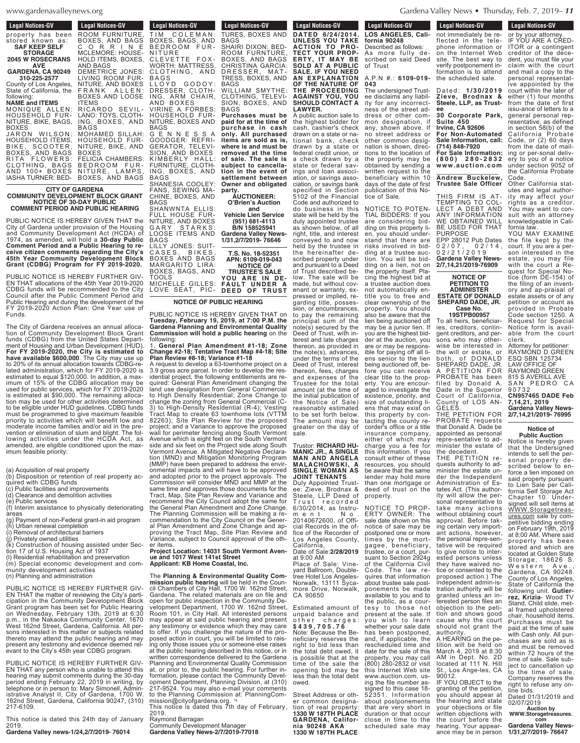Legal Notices-GV

property has been stored known as:
**SAF KEEP SELF STORAGE**
**2045 W ROSECRANS AVE**
**GARDENA, CA 90249**
**310-225-2577**
County of Los Angeles, State of California, the following:
**NAME and ITEMS**
MONIQUE ALLEN: HOUSEHOLD FURNITURE, BIKE, BAGS, BOXES
JARON WILSON: HOUSEHOLD ITEMS, BIKE, SCOOTER, BOXES, AND BAGS
RITA FLOWERS: CLOTHING, BAGS AND 100+ BOXES
IASHA TURNER: BEDROOM FURNITURE, BOXES, AND BAGS
CORRINE MCLEMORE: HOUSEHOLD ITEMS, BOXES, AND BAGS
DEMETRICE JONES: LIVING ROOM FURNITURE, AND BOXES
FRANK ALLEN: BOXES AND LOOSE ITEMS
RICARDO SEVILLANO: TOYS, CLOTHING, BOXES, AND BAGS
MOHAMED SILLAH: HOUSEHOLD FURNITURE, BIKE, AND BOXES
FELICIA CHAMBERS: BEDROOM FURNITURE, LAMPS, BOXES, AND BAGS
TIM COLEMAN: BOXES, BAGS, AND BEDROOM FURNITURE
CLEVETTE FOXWORTH: MATTRESS, CLOTHING, AND BAGS
LLOYD GODOY: DRESSER, CLOTHING, ARM CHAIR, AND BOXES
VIRINE A FORBES: HOUSEHOLD FURNITURE, BOXES AND BAGS
GENNESSA GOODGER: REFRIGERATOR, TELEVISION, AND BOXES
KIMBERLY HALL: FURNITURE, CLOTHING, BOXES, AND BAGS
SHANESIA COOLEY: FANS, SEWING MACHINE, BOXES, AND BAGS
SHANWNTA ELLIS: FULL HOUSE FURNITURE, AND BOXES
GARY STARKS: LOOSE ITEMS AND BAGS
LILLY JONES: SUITCASES, BIKES, BOXES AND BAGS
MARGARITO LIRA: BOXES, BAGS, AND TOOLS
MICHELLE GILLES: LOVE SEAT, PICTURES, BOXES AND BAGS
SHAIRI DIXON: BEDROOM FURNTURE, BOXES, AND BAGS
CHRISTINA GARCIA: DRESSER, MATTRESS, BOXES, AND BAGS
WILLIAM SMYTHE: CLOTHING, TELEVISION, BOXES, AND BAGS
**Purchases must be paid for at the time of purchase in cash only. All purchased items are sold as is, where is and must be removed at the time of sale. The sale is subject to cancellation in the event of settlement between Owner and obligated party.**
**AUCTIONEER:**
**O'Brien's Auction and Vehicle Lien Service**
**(951) 681-4113**
**B/N 158525941**
**Gardena Valley News-1/31,2/7/2019- 76646**

**CITY OF GARDENA**
**COMMUNITY DEVELOPMENT BLOCK GRANT**
**NOTICE OF 30-DAY PUBLIC COMMENT PERIOD AND PUBLIC HEARING**

PUBLIC NOTICE IS HEREBY GIVEN THAT the City of Gardena under provision of the Housing and Community Development Act (HCDA) of 1974, as amended, will hold a **30-day Public Comment Period and a Public Hearing to receive citizen comments regarding the City's 45th Year Community Development Block Grant (CDBG) Program for FY 2019-2020.**

PUBLIC NOTICE IS HEREBY FURTHER GIVEN THAT allocations of the 45th Year 2019-2020 CDBG funds will be recommended to the City Council after the Public Comment Period and Public Hearing and during the development of the FY 2019-2020 Action Plan: One Year use of Funds.

The City of Gardena receives an annual allocation of Community Development Block Grant funds (CDBG) from the United States Department of Housing and Urban Development (HUD). **For FY 2019-2020, the City is estimated to have available $600,000**. The City may use up to 20% of its annual allocation towards CDBG-related administration, which for FY 2019-2020 is estimated to equal $120,000. In addition, a maximum of 15% of the CDBG allocation may be used for public services, which for FY 2019-2020 is estimated at $90,000. The remaining allocation may be used for other activities determined to be eligible under HUD guidelines. CDBG funds must be programmed to give maximum feasible priority to activities which will benefit low and moderate income families and/or aid in the prevention or elimination of slum and blight. The following activities under the HCDA Act, as amended, are eligible conditioned upon the maximum feasible priority:

(a) Acquisition of real property
(b) Disposition or retention of real property acquired with CDBG funds
(c) Public facilities and improvements
(d) Clearance and demolition activities
(e) Public services
(f) Interim assistance to physically deteriorating areas
(g) Payment of non-Federal grant-in aid program
(h) Urban renewal completion
(i) Removal of architectural barriers
(j) Privately owned utilities
(k) Construction of housing assisted under Section 17 of U.S. Housing Act of 1937
(l) Residential rehabilitation and preservation
(m) Special economic development and community development activities
(n) Planning and administration

PUBLIC NOTICE IS HEREBY FURTHER GIVEN THAT the matter of reviewing the City's participation in the Community Development Block Grant program has been set for Public Hearing on Wednesday, February 13th, 2019 at 6:30 p.m., in the Nakaoka Community Center, 1670 West 162nd Street, Gardena, California. All persons interested in this matter or subjects related thereto may attend the public hearing and may present any testimony and evidence deemed relevant to the City's 45th year CDBG program.

PUBLIC NOTICE IS HEREBY FURTHER GIVEN THAT any person who is unable to attend this hearing may submit comments during the 30-day period ending February 22, 2019 in writing, by telephone or in person to: Mary Simonell, Administrative Analyst II, City of Gardena, 1700 W. 162nd Street, Gardena, California 90247, (310) 217-6109.

This notice is dated this 24th day of January 2019.
**Gardena Valley news-1/24,2/7/2019- 76014**

**NOTICE OF PUBLIC HEARING**

PUBLIC NOTICE IS HEREBY GIVEN THAT on **Tuesday, February 19, 2019, at 7:00 P.M. the Gardena Planning and Environmental Quality Commission will hold a public hearing** on the following:
1. **General Plan Amendment #1-18; Zone Change #2-18; Tentative Tract Map #4-18; Site Plan Review #8-18; Variance #1-18**
A request to develop a 63-townhome project on a 3.9 gross acre parcel. In order to develop the residential project, the following entitlements are required: General Plan Amendment changing the land use designation from General Commercial to High Density Residential; Zone Change to change the zoning from General Commercial (C-3) to High-Density Residential (R-4); Vesting Tract Map to create 63 townhome lots (VTTM 82263); Site Plan Review for the proposed project; and a Variance to approve the proposed wall for perimeter fencing along South Vermont Avenue which is eight feet on the South Vermont side and six feet on the Project side along South Vermont Avenue. A Mitigated Negative Declaration (MND) and Mitigation Monitoring Program (MMP) have been prepared to address the environmental impacts and will have to be approved and adopted prior to the project approvals. The Commission will consider MND and MMP at the same time and approves those documents for the Tract, Map, Site Plan Review and Variance and recommend the City Council adopt the same for the General Plan Amendment and Zone Change. The Planning Commission will be making a recommendation to the City Council on the General Plan Amendment and Zone Change and approving the Tract Map, Site Plan Review and Variance, subject to Council approval of the other items.
**Project Location: 14031 South Vermont Avenue and 1017 West 141st Street**
**Applicant: KB Home Coastal, Inc.**

The **Planning & Environmental Quality Commission public hearing** will be held in the Council Chambers of City Hall, 1700 W. 162nd Street, Gardena. The related materials are on file and open for public inspection in the Community Development Department, 1700 W. 162nd Street, Room 101, in City Hall. All interested persons may appear at said public hearing and present any testimony or evidence which they may care to offer. If you challenge the nature of the proposed action in court, you will be limited to raising only those issues you or someone else raises at the public hearing described in this notice, or in written correspondence delivered to the Gardena Planning and Environmental Quality Commission at, or prior to, the public hearing. For further information, please contact the Community Development Department, Planning Division, at (310) 217-9524. You may also e-mail your comments to the Planning Commission at: PlanningCommission@cityofgardena.org. ¬
This notice is dated this 7th day of February, 2019.
Raymond Barragan
Community Development Manager
**Gardena Valley News-2/7/2019-77018**

**T.S. No. 18-52351**
**APN: 6109-019-043**
**NOTICE OF TRUSTEE'S SALE**
**YOU ARE IN DEFAULT UNDER A DEED OF TRUST DATED 6/24/2014. UNLESS YOU TAKE ACTION TO PROTECT YOUR PROPERTY, IT MAY BE SOLD AT A PUBLIC SALE. IF YOU NEED AN EXPLANATION OF THE NATURE OF THE PROCEEDING AGAINST YOU, YOU SHOULD CONTACT A LAWYER.**
A public auction sale to the highest bidder for cash, cashier's check drawn on a state or national bank, check drawn by a state or federal credit union, or a check drawn by a state or federal savings and loan association, or savings association, or savings bank specified in Section 5102 of the Financial Code and authorized to do business in this state will be held by the duly appointed trustee as shown below, of all right, title, and interest conveyed to and now held by the trustee in the hereinafter described property under and pursuant to a Deed of Trust described below. The sale will be made, but without covenant or warranty, expressed or implied, regarding title, possession, or encumbrances, to pay the remaining principal sum of the note(s) secured by the Deed of Trust, with interest and late charges thereon, as provided in the note(s), advances, under the terms of the Deed of Trust, interest thereon, fees, charges and expenses of the Trustee for the total amount (at the time of the initial publication of the Notice of Sale) reasonably estimated to be set forth below. The amount may be greater on the day of sale.

Trustor: **RICHARD HUMANIC JR., A SINGLE MAN AND ANGELA MALACHOWSKI, A SINGLE WOMAN AS JOINT TENANTS**
Duly Appointed Trustee: Zieve, Brodnax & Steele, LLP Deed of Trust recorded 6/30/2014, as Instrument No. 20140672600, of Official Records in the office of the Recorder of Los Angeles County, California,
Date of Sale:**2/28/2019** at 9:00 AM
Place of Sale: Vineyard Ballroom, Doubletree Hotel Los Angeles-Norwalk, 13111 Sycamore Drive, Norwalk, CA 90650

Estimated amount of unpaid balance and other charges: **$439,705.76**
Note: Because the Beneficiary reserves the right to bid less than the total debt owed, it is possible that at the time of the sale the opening bid may be less than the total debt owed.

Street Address or other common designation of real property: **1330 W 187TH PLACE GARDENA, California 90248 AKA 1330 W 187TH PLACE LOS ANGELES, California 90248**
Described as follows: As more fully described on said Deed of Trust

A.P.N #.: **6109-019-043**
The undersigned Trustee disclaims any liability for any incorrectness of the street address or other common designation, if any, shown above. If no street address or other common designation is shown, directions to the location of the property may be obtained by sending a written request to the beneficiary within 10 days of the date of first publication of this Notice of Sale.

NOTICE TO POTENTIAL BIDDERS: If you are considering bidding on this property lien, you should understand that there are risks involved in bidding at a trustee auction. You will be bidding on a lien, not on the property itself. Placing the highest bid at a trustee auction does not automatically entitle you to free and clear ownership of the property. You should also be aware that the lien being auctioned off may be a junior lien. If you are the highest bidder at the auction, you are or may be responsible for paying off all liens senior to the lien being auctioned off, before you can receive clear title to the property. You are encouraged to investigate the existence, priority, and size of outstanding liens that may exist on this property by contacting the county recorder's office or a title insurance company, either of which may charge you a fee for this information. If you consult either of these resources, you should be aware that the same lender may hold more than one mortgage or deed of trust on the property.

NOTICE TO PROPERTY OWNER: The sale date shown on this notice of sale may be postponed one or more times by the mortgagee, beneficiary, trustee, or a court, pursuant to Section 2924g of the California Civil Code. The law requires that information about trustee sale postponements be made available to you and to the public, as a courtesy to those not present at the sale. If you wish to learn whether your sale date has been postponed, and, if applicable, the rescheduled time and date for the sale of this property, you may call (800) 280-2832 or visit this Internet Web site www.auction.com, using the file number assigned to this case 18-52351. Information about postponements that are very short in duration or that occur close in time to the scheduled sale may not immediately be reflected in the telephone information or on the Internet Web site. The best way to verify postponement information is to attend the scheduled sale.

Dated: **1/30/2019**
**Zieve, Brodnax & Steele, LLP, as Trustee**
**30 Corporate Park, Suite 450**
**Irvine, CA 92606**
**For Non-Automated Sale Information, call: (714) 848-7920**
**For Sale Information: (800) 280-2832**
**www.auction.com**

**Andrew Buckelew, Trustee Sale Officer**

THIS FIRM IS ATTEMPTING TO COLLECT A DEBT AND ANY INFORMATION WE OBTAINED WILL BE USED FOR THAT PURPOSE
EPP 28012 Pub Dates 02/07, 02/14, 02/21/2019
**Gardena Valley News-2/7,14,21/2019-76909**

**NOTICE OF PETITION TO ADMINISTER ESTATE OF DONALD SHEPARD DADE, JR.**
**Case No. 19STPB00957**
To all heirs, beneficiaries, creditors, contingent creditors, and persons who may otherwise be interested in the will or estate, or both, of DONALD SHEPARD DADE, JR.
A PETITION FOR PROBATE has been filed by Donald A. Dade in the Superior Court of California, County of LOS ANGELES.
THE PETITION FOR PROBATE requests that Donald A. Dade be appointed as personal representative to administer the estate of the decedent.
THE PETITION requests authority to administer the estate under the Independent Administration of Estates Act. (This authority will allow the personal representative to take many actions without obtaining court approval. Before taking certain very important actions, however, the personal representative will be required to give notice to interested persons unless they have waived notice or consented to the proposed action.) The independent administration authority will be granted unless an interested person files an objection to the petition and shows good cause why the court should not grant the authority.
A HEARING on the petition will be held on March 4, 2019 at 8:30 AM in Dept. No. 2D located at 111 N. Hill St., Los Angeles, CA 90012.
IF YOU OBJECT to the granting of the petition, you should appear at the hearing and state your objections or file written objections with the court before the hearing. Your appearance may be in person or by your attorney.
IF YOU ARE A CREDITOR or a contingent creditor of the decedent, you must file your claim with the court and mail a copy to the personal representative appointed by the court within the later of either (1) four months from the date of first issuance of letters to a general personal representative, as defined in section 58(b) of the California Probate Code, or (2) 60 days from the date of mailing or personal delivery to you of a notice under section 9052 of the California Probate Code.
Other California statutes and legal authority may affect your rights as a creditor. You may want to consult with an attorney knowledgeable in California law.
YOU MAY EXAMINE the file kept by the court. If you are a person interested in the estate, you may file with the court a Request for Special Notice (form DE-154) of the filing of an inventory and appraisal of estate assets or of any petition or account as provided in Probate Code section 1250. A Request for Special Notice form is available from the court clerk.
Attorney for petitioner:
RAYMOND D GREEN ESQ SBN 125734
LAW OFFICE OF RAYMOND GREEN
815 S AVERILL AVE
SAN PEDRO CA 90732
**CN957465 DADE Feb 7,14,21, 2019**
**Gardena Valley News-2/7,14,21/2019- 76995**

**Notice of Public Auction**
Notice is hereby given that the Undersigned intends to sell the personal property described below to enforce a lien imposed on said property pursuant to Lien Sale per California Self Storage Act Chapter 10. Undersigned will sell items at WWW.Storagetreasures.com sale by competitive bidding ending on February 19th, 2019 at 8:00 AM. Where said property has been stored and which are located at Golden State Storage, 18626 S. Western Ave., Gardena, CA 90248. County of Los Angeles, State of California the following unit. **Gutierrez, Krizia**- Wood TV Stand, Child slide, metal framed upholstered chair, household items. Purchases must be paid at the time of sale with Cash only. All purchases are sold as is and must be removed within 72 hours of the time of sale. Sale subject to cancellation up to the time of sale. Company reserves the right to refuse any online bids.
Dated 01/31/2019 and 02/07/2019
**Auction by WWW.Storagetreasures.com**
**Gardena Valley News-1/31,2/7/2019- 76647**